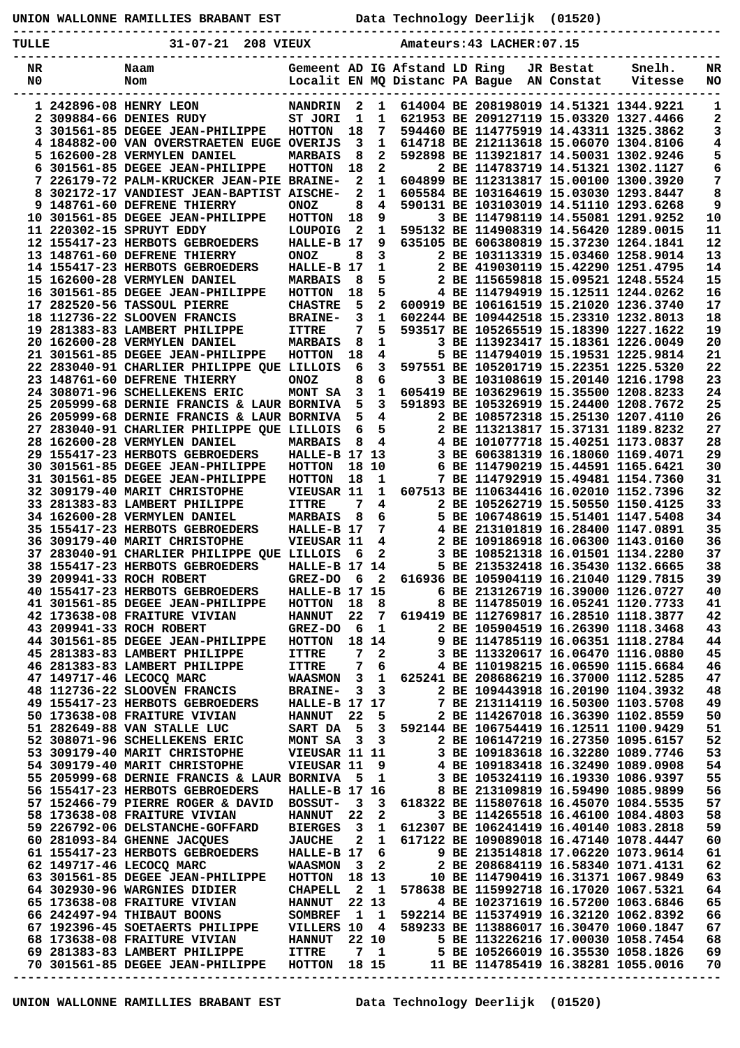UNION WALLONNE RAMILLIES BRABANT EST　　　Data Technology Deerlijk (01520)

TULLE　　31-07-21　208 VIEUX　　　Amateurs:43 LACHER:07.15

| NR<br>NO | Naam<br>Nom | Gemeent<br>Localit | AD<br>EN | IG<br>MQ | Afstand<br>Distanc | LD<br>PA | Ring<br>Bague | JR<br>AN | Bestat<br>Constat | Snelh.<br>Vitesse | NR<br>NO |
|---|---|---|---|---|---|---|---|---|---|---|---|
| 1 | 242896-08 HENRY LEON | NANDRIN | 2 | 1 | 614004 | BE | 208198019 | | 14.51321 | 1344.9221 | 1 |
| 2 | 309884-66 DENIES RUDY | ST JORI | 1 | 1 | 621953 | BE | 209127119 | | 15.03320 | 1327.4466 | 2 |
| 3 | 301561-85 DEGEE JEAN-PHILIPPE | HOTTON | 18 | 7 | 594460 | BE | 114775919 | | 14.43311 | 1325.3862 | 3 |
| 4 | 184882-00 VAN OVERSTRAETEN EUGE | OVERIJS | 3 | 1 | 614718 | BE | 212113618 | | 15.06070 | 1304.8106 | 4 |
| 5 | 162600-28 VERMYLEN DANIEL | MARBAIS | 8 | 2 | 592898 | BE | 113921817 | | 14.50031 | 1302.9246 | 5 |
| 6 | 301561-85 DEGEE JEAN-PHILIPPE | HOTTON | 18 | 2 | 2 | BE | 114783719 | | 14.51321 | 1302.1127 | 6 |
| 7 | 226179-72 PALM-KRUCKER JEAN-PIE | BRAINE- | 2 | 1 | 604899 | BE | 112313817 | | 15.00100 | 1300.3920 | 7 |
| 8 | 302172-17 VANDIEST JEAN-BAPTIST | AISCHE- | 2 | 1 | 605584 | BE | 103164619 | | 15.03030 | 1293.8447 | 8 |
| 9 | 148761-60 DEFRENE THIERRY | ONOZ | 8 | 4 | 590131 | BE | 103103019 | | 14.51110 | 1293.6268 | 9 |
| 10 | 301561-85 DEGEE JEAN-PHILIPPE | HOTTON | 18 | 9 | 3 | BE | 114798119 | | 14.55081 | 1291.9252 | 10 |
| 11 | 220302-15 SPRUYT EDDY | LOUPOIG | 2 | 1 | 595132 | BE | 114908319 | | 14.56420 | 1289.0015 | 11 |
| 12 | 155417-23 HERBOTS GEBROEDERS | HALLE-B | 17 | 9 | 635105 | BE | 606380819 | | 15.37230 | 1264.1841 | 12 |
| 13 | 148761-60 DEFRENE THIERRY | ONOZ | 8 | 3 | 2 | BE | 103113319 | | 15.03460 | 1258.9014 | 13 |
| 14 | 155417-23 HERBOTS GEBROEDERS | HALLE-B | 17 | 1 | 2 | BE | 419030119 | | 15.42290 | 1251.4795 | 14 |
| 15 | 162600-28 VERMYLEN DANIEL | MARBAIS | 8 | 5 | 2 | BE | 115659818 | | 15.09521 | 1248.5524 | 15 |
| 16 | 301561-85 DEGEE JEAN-PHILIPPE | HOTTON | 18 | 5 | 4 | BE | 114794919 | | 15.12511 | 1244.0262 | 16 |
| 17 | 282520-56 TASSOUL PIERRE | CHASTRE | 5 | 2 | 600919 | BE | 106161519 | | 15.21020 | 1236.3740 | 17 |
| 18 | 112736-22 SLOOVEN FRANCIS | BRAINE- | 3 | 1 | 602244 | BE | 109442518 | | 15.23310 | 1232.8013 | 18 |
| 19 | 281383-83 LAMBERT PHILIPPE | ITTRE | 7 | 5 | 593517 | BE | 105265519 | | 15.18390 | 1227.1622 | 19 |
| 20 | 162600-28 VERMYLEN DANIEL | MARBAIS | 8 | 1 | 3 | BE | 113923417 | | 15.18361 | 1226.0049 | 20 |
| 21 | 301561-85 DEGEE JEAN-PHILIPPE | HOTTON | 18 | 4 | 5 | BE | 114794019 | | 15.19531 | 1225.9814 | 21 |
| 22 | 283040-91 CHARLIER PHILIPPE QUE | LILLOIS | 6 | 3 | 597551 | BE | 105201719 | | 15.22351 | 1225.5320 | 22 |
| 23 | 148761-60 DEFRENE THIERRY | ONOZ | 8 | 6 | 3 | BE | 103108619 | | 15.20140 | 1216.1798 | 23 |
| 24 | 308071-96 SCHELLEKENS ERIC | MONT SA | 3 | 1 | 605419 | BE | 103629619 | | 15.35500 | 1208.8233 | 24 |
| 25 | 205999-68 DERNIE FRANCIS & LAUR | BORNIVA | 5 | 3 | 591893 | BE | 105326919 | | 15.24400 | 1208.7672 | 25 |
| 26 | 205999-68 DERNIE FRANCIS & LAUR | BORNIVA | 5 | 4 | 2 | BE | 108572318 | | 15.25130 | 1207.4110 | 26 |
| 27 | 283040-91 CHARLIER PHILIPPE QUE | LILLOIS | 6 | 5 | 2 | BE | 113213817 | | 15.37131 | 1189.8232 | 27 |
| 28 | 162600-28 VERMYLEN DANIEL | MARBAIS | 8 | 4 | 4 | BE | 101077718 | | 15.40251 | 1173.0837 | 28 |
| 29 | 155417-23 HERBOTS GEBROEDERS | HALLE-B | 17 | 13 | 3 | BE | 606381319 | | 16.18060 | 1169.4071 | 29 |
| 30 | 301561-85 DEGEE JEAN-PHILIPPE | HOTTON | 18 | 10 | 6 | BE | 114790219 | | 15.44591 | 1165.6421 | 30 |
| 31 | 301561-85 DEGEE JEAN-PHILIPPE | HOTTON | 18 | 1 | 7 | BE | 114792919 | | 15.49481 | 1154.7360 | 31 |
| 32 | 309179-40 MARIT CHRISTOPHE | VIEUSAR | 11 | 1 | 607513 | BE | 110634416 | | 16.02010 | 1152.7396 | 32 |
| 33 | 281383-83 LAMBERT PHILIPPE | ITTRE | 7 | 4 | 2 | BE | 105262719 | | 15.50550 | 1150.4125 | 33 |
| 34 | 162600-28 VERMYLEN DANIEL | MARBAIS | 8 | 6 | 5 | BE | 106748619 | | 15.51401 | 1147.5408 | 34 |
| 35 | 155417-23 HERBOTS GEBROEDERS | HALLE-B | 17 | 7 | 4 | BE | 213101819 | | 16.28400 | 1147.0891 | 35 |
| 36 | 309179-40 MARIT CHRISTOPHE | VIEUSAR | 11 | 4 | 2 | BE | 109186918 | | 16.06300 | 1143.0160 | 36 |
| 37 | 283040-91 CHARLIER PHILIPPE QUE | LILLOIS | 6 | 2 | 3 | BE | 108521318 | | 16.01501 | 1134.2280 | 37 |
| 38 | 155417-23 HERBOTS GEBROEDERS | HALLE-B | 17 | 14 | 5 | BE | 213532418 | | 16.35430 | 1132.6665 | 38 |
| 39 | 209941-33 ROCH ROBERT | GREZ-DO | 6 | 2 | 616936 | BE | 105904119 | | 16.21040 | 1129.7815 | 39 |
| 40 | 155417-23 HERBOTS GEBROEDERS | HALLE-B | 17 | 15 | 6 | BE | 213126719 | | 16.39000 | 1126.0727 | 40 |
| 41 | 301561-85 DEGEE JEAN-PHILIPPE | HOTTON | 18 | 8 | 8 | BE | 114785019 | | 16.05241 | 1120.7733 | 41 |
| 42 | 173638-08 FRAITURE VIVIAN | HANNUT | 22 | 7 | 619419 | BE | 112769817 | | 16.28510 | 1118.3877 | 42 |
| 43 | 209941-33 ROCH ROBERT | GREZ-DO | 6 | 1 | 2 | BE | 105904519 | | 16.26390 | 1118.3468 | 43 |
| 44 | 301561-85 DEGEE JEAN-PHILIPPE | HOTTON | 18 | 14 | 9 | BE | 114785119 | | 16.06351 | 1118.2784 | 44 |
| 45 | 281383-83 LAMBERT PHILIPPE | ITTRE | 7 | 2 | 3 | BE | 113320617 | | 16.06470 | 1116.0880 | 45 |
| 46 | 281383-83 LAMBERT PHILIPPE | ITTRE | 7 | 6 | 4 | BE | 110198215 | | 16.06590 | 1115.6684 | 46 |
| 47 | 149717-46 LECOCQ MARC | WAASMON | 3 | 1 | 625241 | BE | 208686219 | | 16.37000 | 1112.5285 | 47 |
| 48 | 112736-22 SLOOVEN FRANCIS | BRAINE- | 3 | 3 | 2 | BE | 109443918 | | 16.20190 | 1104.3932 | 48 |
| 49 | 155417-23 HERBOTS GEBROEDERS | HALLE-B | 17 | 17 | 7 | BE | 213114119 | | 16.50300 | 1103.5708 | 49 |
| 50 | 173638-08 FRAITURE VIVIAN | HANNUT | 22 | 5 | 2 | BE | 114267018 | | 16.36390 | 1102.8559 | 50 |
| 51 | 282649-88 VAN STALLE LUC | SART DA | 5 | 3 | 592144 | BE | 106754419 | | 16.12511 | 1100.9429 | 51 |
| 52 | 308071-96 SCHELLEKENS ERIC | MONT SA | 3 | 3 | 2 | BE | 106147219 | | 16.27350 | 1095.6157 | 52 |
| 53 | 309179-40 MARIT CHRISTOPHE | VIEUSAR | 11 | 11 | 3 | BE | 109183618 | | 16.32280 | 1089.7746 | 53 |
| 54 | 309179-40 MARIT CHRISTOPHE | VIEUSAR | 11 | 9 | 4 | BE | 109183418 | | 16.32490 | 1089.0908 | 54 |
| 55 | 205999-68 DERNIE FRANCIS & LAUR | BORNIVA | 5 | 1 | 3 | BE | 105324119 | | 16.19330 | 1086.9397 | 55 |
| 56 | 155417-23 HERBOTS GEBROEDERS | HALLE-B | 17 | 16 | 8 | BE | 213109819 | | 16.59490 | 1085.9899 | 56 |
| 57 | 152466-79 PIERRE ROGER & DAVID | BOSSUT- | 3 | 3 | 618322 | BE | 115807618 | | 16.45070 | 1084.5535 | 57 |
| 58 | 173638-08 FRAITURE VIVIAN | HANNUT | 22 | 2 | 3 | BE | 114265518 | | 16.46100 | 1084.4803 | 58 |
| 59 | 226792-06 DELSTANCHE-GOFFARD | BIERGES | 3 | 1 | 612307 | BE | 106241419 | | 16.40140 | 1083.2818 | 59 |
| 60 | 281093-84 GHENNE JACQUES | JAUCHE | 2 | 1 | 617122 | BE | 109089018 | | 16.47140 | 1078.4447 | 60 |
| 61 | 155417-23 HERBOTS GEBROEDERS | HALLE-B | 17 | 6 | 9 | BE | 213514818 | | 17.06220 | 1073.9614 | 61 |
| 62 | 149717-46 LECOCQ MARC | WAASMON | 3 | 2 | 2 | BE | 208684119 | | 16.58340 | 1071.4131 | 62 |
| 63 | 301561-85 DEGEE JEAN-PHILIPPE | HOTTON | 18 | 13 | 10 | BE | 114790419 | | 16.31371 | 1067.9849 | 63 |
| 64 | 302930-96 WARGNIES DIDIER | CHAPELL | 2 | 1 | 578638 | BE | 115992718 | | 16.17020 | 1067.5321 | 64 |
| 65 | 173638-08 FRAITURE VIVIAN | HANNUT | 22 | 13 | 4 | BE | 102371619 | | 16.57200 | 1063.6846 | 65 |
| 66 | 242497-94 THIBAUT BOONS | SOMBREF | 1 | 1 | 592214 | BE | 115374919 | | 16.32120 | 1062.8392 | 66 |
| 67 | 192396-45 SOETAERTS PHILIPPE | VILLERS | 10 | 4 | 589233 | BE | 113886017 | | 16.30470 | 1060.1847 | 67 |
| 68 | 173638-08 FRAITURE VIVIAN | HANNUT | 22 | 10 | 5 | BE | 113226216 | | 17.00030 | 1058.7454 | 68 |
| 69 | 281383-83 LAMBERT PHILIPPE | ITTRE | 7 | 1 | 5 | BE | 105266019 | | 16.35530 | 1058.1826 | 69 |
| 70 | 301561-85 DEGEE JEAN-PHILIPPE | HOTTON | 18 | 15 | 11 | BE | 114785419 | | 16.38281 | 1055.0016 | 70 |

UNION WALLONNE RAMILLIES BRABANT EST　　　Data Technology Deerlijk (01520)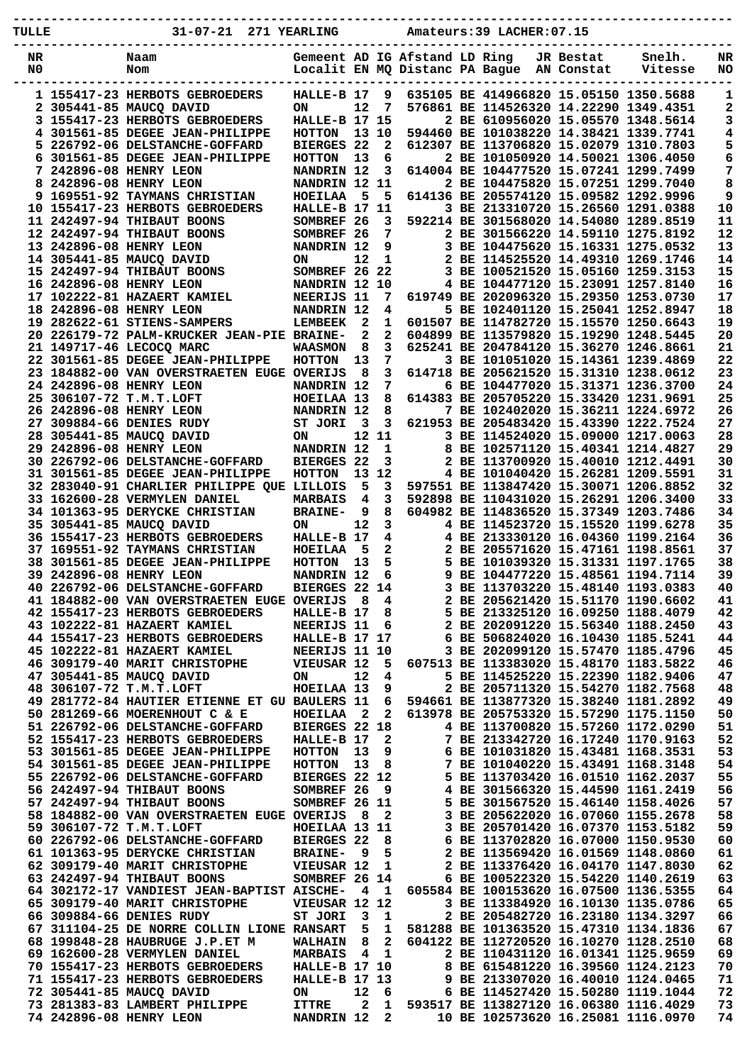TULLE 31-07-21 271 YEARLING Amateurs:39 LACHER:07.15

| NR N0 | | Naam Nom | Gemeent Localit | AD EN | IG MQ | Afstand Distanc | LD PA | Ring Bague | JR AN | Bestat Constat | Snelh. Vitesse | NR NO |
|---|---|---|---|---|---|---|---|---|---|---|---|---|
| 1 | 155417-23 | HERBOTS GEBROEDERS | HALLE-B | 17 | 9 | 635105 | BE | 4149668 | 20 | 15.05150 | 1350.5688 | 1 |
| 2 | 305441-85 | MAUCQ DAVID | ON | 12 | 7 | 576861 | BE | 1145263 | 20 | 14.22290 | 1349.4351 | 2 |
| 3 | 155417-23 | HERBOTS GEBROEDERS | HALLE-B | 17 | 15 | 2 | BE | 6109560 | 20 | 15.05570 | 1348.5614 | 3 |
| 4 | 301561-85 | DEGEE JEAN-PHILIPPE | HOTTON | 13 | 10 | 594460 | BE | 1010382 | 20 | 14.38421 | 1339.7741 | 4 |
| 5 | 226792-06 | DELSTANCHE-GOFFARD | BIERGES | 22 | 2 | 612307 | BE | 1137068 | 20 | 15.02079 | 1310.7803 | 5 |
| 6 | 301561-85 | DEGEE JEAN-PHILIPPE | HOTTON | 13 | 6 | 2 | BE | 1010509 | 20 | 14.50021 | 1306.4050 | 6 |
| 7 | 242896-08 | HENRY LEON | NANDRIN | 12 | 3 | 614004 | BE | 1044775 | 20 | 15.07241 | 1299.7499 | 7 |
| 8 | 242896-08 | HENRY LEON | NANDRIN | 12 | 11 | 2 | BE | 1044758 | 20 | 15.07251 | 1299.7040 | 8 |
| 9 | 169551-92 | TAYMANS CHRISTIAN | HOEILAA | 5 | 5 | 614136 | BE | 2055741 | 20 | 15.09582 | 1292.9996 | 9 |
| 10 | 155417-23 | HERBOTS GEBROEDERS | HALLE-B | 17 | 11 | 3 | BE | 2133107 | 20 | 15.26560 | 1291.0388 | 10 |
| 11 | 242497-94 | THIBAUT BOONS | SOMBREF | 26 | 3 | 592214 | BE | 3015680 | 20 | 14.54080 | 1289.8519 | 11 |
| 12 | 242497-94 | THIBAUT BOONS | SOMBREF | 26 | 7 | 2 | BE | 3015662 | 20 | 14.59110 | 1275.8192 | 12 |
| 13 | 242896-08 | HENRY LEON | NANDRIN | 12 | 9 | 3 | BE | 1044756 | 20 | 15.16331 | 1275.0532 | 13 |
| 14 | 305441-85 | MAUCQ DAVID | ON | 12 | 1 | 2 | BE | 1145255 | 20 | 14.49310 | 1269.1746 | 14 |
| 15 | 242497-94 | THIBAUT BOONS | SOMBREF | 26 | 22 | 3 | BE | 1005215 | 20 | 15.05160 | 1259.3153 | 15 |
| 16 | 242896-08 | HENRY LEON | NANDRIN | 12 | 10 | 4 | BE | 1044771 | 20 | 15.23091 | 1257.8140 | 16 |
| 17 | 102222-81 | HAZAERT KAMIEL | NEERIJS | 11 | 7 | 619749 | BE | 2020963 | 20 | 15.29350 | 1253.0730 | 17 |
| 18 | 242896-08 | HENRY LEON | NANDRIN | 12 | 4 | 5 | BE | 1024011 | 20 | 15.25041 | 1252.8947 | 18 |
| 19 | 282622-61 | STIENS-SAMPERS | LEMBEEK | 2 | 1 | 601507 | BE | 1147827 | 20 | 15.15570 | 1250.6643 | 19 |
| 20 | 226179-72 | PALM-KRUCKER JEAN-PIE | BRAINE- | 2 | 2 | 604899 | BE | 1135798 | 20 | 15.19290 | 1248.5445 | 20 |
| 21 | 149717-46 | LECOCQ MARC | WAASMON | 8 | 3 | 625241 | BE | 2047841 | 20 | 15.36270 | 1246.8661 | 21 |
| 22 | 301561-85 | DEGEE JEAN-PHILIPPE | HOTTON | 13 | 7 | 3 | BE | 1010510 | 20 | 15.14361 | 1239.4869 | 22 |
| 23 | 184882-00 | VAN OVERSTRAETEN EUGE | OVERIJS | 8 | 3 | 614718 | BE | 2056215 | 20 | 15.31310 | 1238.0612 | 23 |
| 24 | 242896-08 | HENRY LEON | NANDRIN | 12 | 7 | 6 | BE | 1044770 | 20 | 15.31371 | 1236.3700 | 24 |
| 25 | 306107-72 | T.M.T.LOFT | HOEILAA | 13 | 8 | 614383 | BE | 2057052 | 20 | 15.33420 | 1231.9691 | 25 |
| 26 | 242896-08 | HENRY LEON | NANDRIN | 12 | 8 | 7 | BE | 1024020 | 20 | 15.36211 | 1224.6972 | 26 |
| 27 | 309884-66 | DENIES RUDY | ST JORI | 3 | 3 | 621953 | BE | 2054834 | 20 | 15.43390 | 1222.7524 | 27 |
| 28 | 305441-85 | MAUCQ DAVID | ON | 12 | 11 | 3 | BE | 1145240 | 20 | 15.09000 | 1217.0063 | 28 |
| 29 | 242896-08 | HENRY LEON | NANDRIN | 12 | 1 | 8 | BE | 1025711 | 20 | 15.40341 | 1214.4827 | 29 |
| 30 | 226792-06 | DELSTANCHE-GOFFARD | BIERGES | 22 | 3 | 2 | BE | 1137009 | 20 | 15.40010 | 1212.4491 | 30 |
| 31 | 301561-85 | DEGEE JEAN-PHILIPPE | HOTTON | 13 | 12 | 4 | BE | 1010404 | 20 | 15.26281 | 1209.5591 | 31 |
| 32 | 283040-91 | CHARLIER PHILIPPE QUE | LILLOIS | 5 | 3 | 597551 | BE | 1138474 | 20 | 15.30071 | 1206.8852 | 32 |
| 33 | 162600-28 | VERMYLEN DANIEL | MARBAIS | 4 | 3 | 592898 | BE | 1104310 | 20 | 15.26291 | 1206.3400 | 33 |
| 34 | 101363-95 | DERYCKE CHRISTIAN | BRAINE- | 9 | 8 | 604982 | BE | 1148365 | 20 | 15.37349 | 1203.7486 | 34 |
| 35 | 305441-85 | MAUCQ DAVID | ON | 12 | 3 | 4 | BE | 1145237 | 20 | 15.15520 | 1199.6278 | 35 |
| 36 | 155417-23 | HERBOTS GEBROEDERS | HALLE-B | 17 | 4 | 4 | BE | 2133307 | 20 | 16.04360 | 1199.2164 | 36 |
| 37 | 169551-92 | TAYMANS CHRISTIAN | HOEILAA | 5 | 2 | 2 | BE | 2055716 | 20 | 15.47161 | 1198.8561 | 37 |
| 38 | 301561-85 | DEGEE JEAN-PHILIPPE | HOTTON | 13 | 5 | 5 | BE | 1010393 | 20 | 15.31331 | 1197.1765 | 38 |
| 39 | 242896-08 | HENRY LEON | NANDRIN | 12 | 6 | 9 | BE | 1044772 | 20 | 15.48561 | 1194.7114 | 39 |
| 40 | 226792-06 | DELSTANCHE-GOFFARD | BIERGES | 22 | 14 | 3 | BE | 1137032 | 20 | 15.48140 | 1193.0383 | 40 |
| 41 | 184882-00 | VAN OVERSTRAETEN EUGE | OVERIJS | 8 | 4 | 2 | BE | 2056214 | 20 | 15.51170 | 1190.6602 | 41 |
| 42 | 155417-23 | HERBOTS GEBROEDERS | HALLE-B | 17 | 8 | 5 | BE | 2133251 | 20 | 16.09250 | 1188.4079 | 42 |
| 43 | 102222-81 | HAZAERT KAMIEL | NEERIJS | 11 | 6 | 2 | BE | 2020912 | 20 | 15.56340 | 1188.2450 | 43 |
| 44 | 155417-23 | HERBOTS GEBROEDERS | HALLE-B | 17 | 17 | 6 | BE | 5068240 | 20 | 16.10430 | 1185.5241 | 44 |
| 45 | 102222-81 | HAZAERT KAMIEL | NEERIJS | 11 | 10 | 3 | BE | 2020991 | 20 | 15.57470 | 1185.4796 | 45 |
| 46 | 309179-40 | MARIT CHRISTOPHE | VIEUSAR | 12 | 5 | 607513 | BE | 1133830 | 20 | 15.48170 | 1183.5822 | 46 |
| 47 | 305441-85 | MAUCQ DAVID | ON | 12 | 4 | 5 | BE | 1145252 | 20 | 15.22390 | 1182.9406 | 47 |
| 48 | 306107-72 | T.M.T.LOFT | HOEILAA | 13 | 9 | 2 | BE | 2057112 | 20 | 15.54270 | 1182.7568 | 48 |
| 49 | 281772-84 | HAUTIER ETIENNE ET GU | BAULERS | 11 | 6 | 594661 | BE | 1138773 | 20 | 15.38240 | 1181.2892 | 49 |
| 50 | 281269-66 | MOERENHOUT C & E | HOEILAA | 2 | 2 | 613978 | BE | 2057533 | 20 | 15.57290 | 1175.1150 | 50 |
| 51 | 226792-06 | DELSTANCHE-GOFFARD | BIERGES | 22 | 18 | 4 | BE | 1137008 | 20 | 15.57260 | 1172.0290 | 51 |
| 52 | 155417-23 | HERBOTS GEBROEDERS | HALLE-B | 17 | 2 | 7 | BE | 2133427 | 20 | 16.17240 | 1170.9163 | 52 |
| 53 | 301561-85 | DEGEE JEAN-PHILIPPE | HOTTON | 13 | 9 | 6 | BE | 1010318 | 20 | 15.43481 | 1168.3531 | 53 |
| 54 | 301561-85 | DEGEE JEAN-PHILIPPE | HOTTON | 13 | 8 | 7 | BE | 1010402 | 20 | 15.43491 | 1168.3148 | 54 |
| 55 | 226792-06 | DELSTANCHE-GOFFARD | BIERGES | 22 | 12 | 5 | BE | 1137034 | 20 | 16.01510 | 1162.2037 | 55 |
| 56 | 242497-94 | THIBAUT BOONS | SOMBREF | 26 | 9 | 4 | BE | 3015663 | 20 | 15.44590 | 1161.2419 | 56 |
| 57 | 242497-94 | THIBAUT BOONS | SOMBREF | 26 | 11 | 5 | BE | 3015675 | 20 | 15.46140 | 1158.4026 | 57 |
| 58 | 184882-00 | VAN OVERSTRAETEN EUGE | OVERIJS | 8 | 2 | 3 | BE | 2056220 | 20 | 16.07060 | 1155.2678 | 58 |
| 59 | 306107-72 | T.M.T.LOFT | HOEILAA | 13 | 11 | 3 | BE | 2057012 | 20 | 16.07370 | 1153.5182 | 59 |
| 60 | 226792-06 | DELSTANCHE-GOFFARD | BIERGES | 22 | 8 | 6 | BE | 1137028 | 20 | 16.07000 | 1150.9530 | 60 |
| 61 | 101363-95 | DERYCKE CHRISTIAN | BRAINE- | 9 | 5 | 2 | BE | 1135690 | 20 | 16.01569 | 1148.0860 | 61 |
| 62 | 309179-40 | MARIT CHRISTOPHE | VIEUSAR | 12 | 1 | 2 | BE | 1133764 | 20 | 16.04170 | 1147.8030 | 62 |
| 63 | 242497-94 | THIBAUT BOONS | SOMBREF | 26 | 14 | 6 | BE | 1005223 | 20 | 15.54220 | 1140.2619 | 63 |
| 64 | 302172-17 | VANDIEST JEAN-BAPTIST | AISCHE- | 4 | 1 | 605584 | BE | 1001536 | 20 | 16.07500 | 1136.5355 | 64 |
| 65 | 309179-40 | MARIT CHRISTOPHE | VIEUSAR | 12 | 12 | 3 | BE | 1133849 | 20 | 16.10130 | 1135.0786 | 65 |
| 66 | 309884-66 | DENIES RUDY | ST JORI | 3 | 1 | 2 | BE | 2054827 | 20 | 16.23180 | 1134.3297 | 66 |
| 67 | 311104-25 | DE NORRE COLLIN LIONE | RANSART | 5 | 1 | 581288 | BE | 1013635 | 20 | 15.47310 | 1134.1836 | 67 |
| 68 | 199848-28 | HAUBRUGE J.P.ET M | WALHAIN | 8 | 2 | 604122 | BE | 1127205 | 20 | 16.10270 | 1128.2510 | 68 |
| 69 | 162600-28 | VERMYLEN DANIEL | MARBAIS | 4 | 1 | 2 | BE | 1104312 | 20 | 16.01341 | 1125.9659 | 69 |
| 70 | 155417-23 | HERBOTS GEBROEDERS | HALLE-B | 17 | 10 | 8 | BE | 6154812 | 20 | 16.39560 | 1124.2123 | 70 |
| 71 | 155417-23 | HERBOTS GEBROEDERS | HALLE-B | 17 | 13 | 9 | BE | 2133070 | 20 | 16.40010 | 1124.0465 | 71 |
| 72 | 305441-85 | MAUCQ DAVID | ON | 12 | 6 | 6 | BE | 1145271 | 20 | 15.50280 | 1119.1044 | 72 |
| 73 | 281383-83 | LAMBERT PHILIPPE | ITTRE | 2 | 1 | 593517 | BE | 1138271 | 20 | 16.06380 | 1116.4029 | 73 |
| 74 | 242896-08 | HENRY LEON | NANDRIN | 12 | 2 | 10 | BE | 1025736 | 20 | 16.25081 | 1116.0970 | 74 |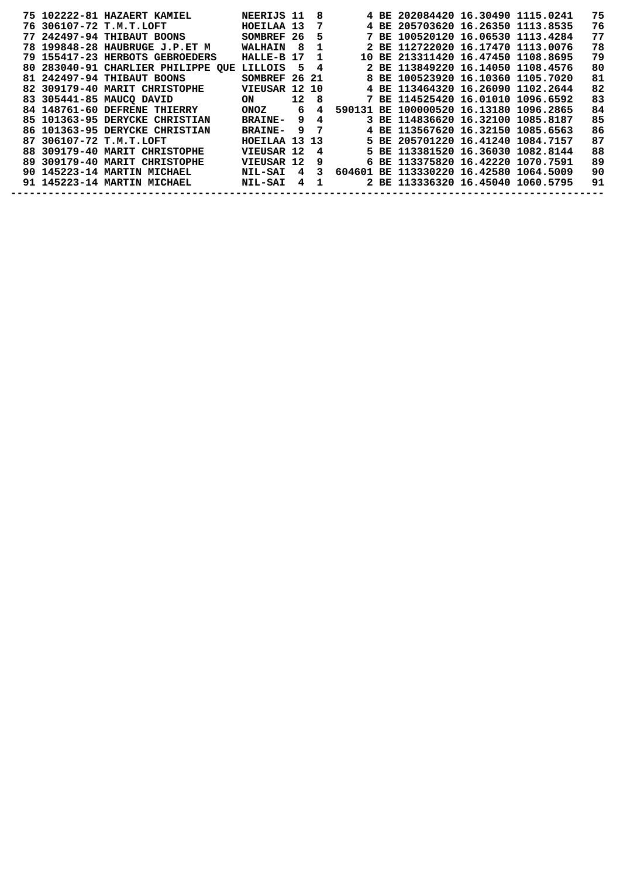| | | | | | | | | | | | |
|---|---|---|---|---|---|---|---|---|---|---|---|
| 75 | 102222-81 | HAZAERT KAMIEL | NEERIJS | 11 | 8 | 4 | BE 202084420 | 16.30490 | 1115.0241 | 75 |
| 76 | 306107-72 | T.M.T.LOFT | HOEILAA | 13 | 7 | 4 | BE 205703620 | 16.26350 | 1113.8535 | 76 |
| 77 | 242497-94 | THIBAUT BOONS | SOMBREF | 26 | 5 | 7 | BE 100520120 | 16.06530 | 1113.4284 | 77 |
| 78 | 199848-28 | HAUBRUGE J.P.ET M | WALHAIN | 8 | 1 | 2 | BE 112722020 | 16.17470 | 1113.0076 | 78 |
| 79 | 155417-23 | HERBOTS GEBROEDERS | HALLE-B | 17 | 1 | 10 | BE 213311420 | 16.47450 | 1108.8695 | 79 |
| 80 | 283040-91 | CHARLIER PHILIPPE QUE | LILLOIS | 5 | 4 | 2 | BE 113849220 | 16.14050 | 1108.4576 | 80 |
| 81 | 242497-94 | THIBAUT BOONS | SOMBREF | 26 | 21 | 8 | BE 100523920 | 16.10360 | 1105.7020 | 81 |
| 82 | 309179-40 | MARIT CHRISTOPHE | VIEUSAR | 12 | 10 | 4 | BE 113464320 | 16.26090 | 1102.2644 | 82 |
| 83 | 305441-85 | MAUCQ DAVID | ON | 12 | 8 | 7 | BE 114525420 | 16.01010 | 1096.6592 | 83 |
| 84 | 148761-60 | DEFRENE THIERRY | ONOZ | 6 | 4 | 590131 | BE 100000520 | 16.13180 | 1096.2865 | 84 |
| 85 | 101363-95 | DERYCKE CHRISTIAN | BRAINE- | 9 | 4 | 3 | BE 114836620 | 16.32100 | 1085.8187 | 85 |
| 86 | 101363-95 | DERYCKE CHRISTIAN | BRAINE- | 9 | 7 | 4 | BE 113567620 | 16.32150 | 1085.6563 | 86 |
| 87 | 306107-72 | T.M.T.LOFT | HOEILAA | 13 | 13 | 5 | BE 205701220 | 16.41240 | 1084.7157 | 87 |
| 88 | 309179-40 | MARIT CHRISTOPHE | VIEUSAR | 12 | 4 | 5 | BE 113381520 | 16.36030 | 1082.8144 | 88 |
| 89 | 309179-40 | MARIT CHRISTOPHE | VIEUSAR | 12 | 9 | 6 | BE 113375820 | 16.42220 | 1070.7591 | 89 |
| 90 | 145223-14 | MARTIN MICHAEL | NIL-SAI | 4 | 3 | 604601 | BE 113330220 | 16.42580 | 1064.5009 | 90 |
| 91 | 145223-14 | MARTIN MICHAEL | NIL-SAI | 4 | 1 | 2 | BE 113336320 | 16.45040 | 1060.5795 | 91 |